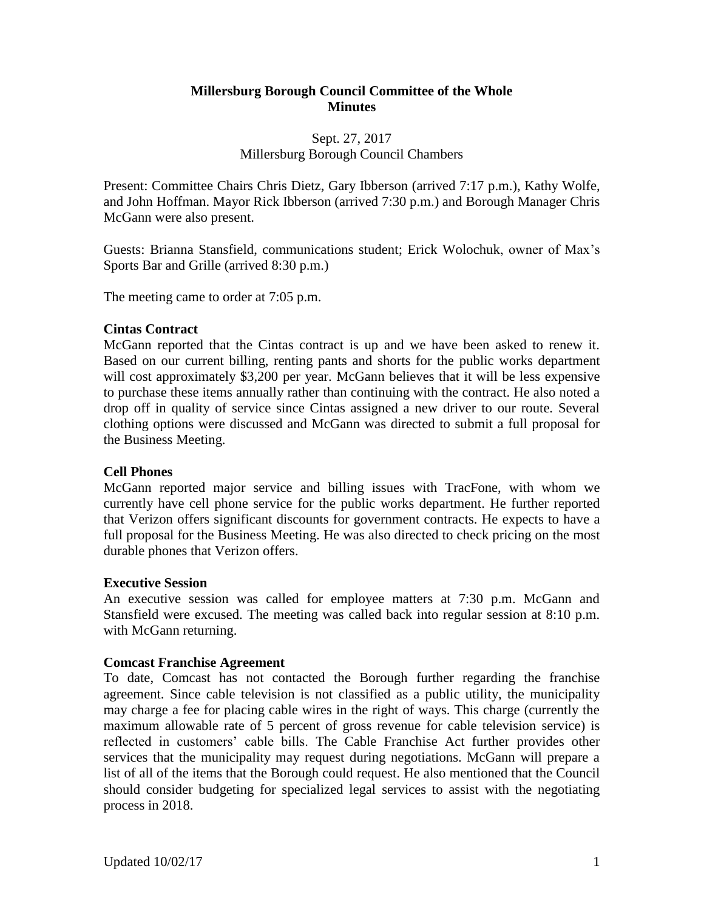**Millersburg Borough Council Committee of the Whole**
**Minutes**

Sept. 27, 2017
Millersburg Borough Council Chambers

Present: Committee Chairs Chris Dietz, Gary Ibberson (arrived 7:17 p.m.), Kathy Wolfe, and John Hoffman. Mayor Rick Ibberson (arrived 7:30 p.m.) and Borough Manager Chris McGann were also present.

Guests: Brianna Stansfield, communications student; Erick Wolochuk, owner of Max's Sports Bar and Grille (arrived 8:30 p.m.)

The meeting came to order at 7:05 p.m.

**Cintas Contract**

McGann reported that the Cintas contract is up and we have been asked to renew it. Based on our current billing, renting pants and shorts for the public works department will cost approximately $3,200 per year. McGann believes that it will be less expensive to purchase these items annually rather than continuing with the contract. He also noted a drop off in quality of service since Cintas assigned a new driver to our route. Several clothing options were discussed and McGann was directed to submit a full proposal for the Business Meeting.

**Cell Phones**

McGann reported major service and billing issues with TracFone, with whom we currently have cell phone service for the public works department. He further reported that Verizon offers significant discounts for government contracts. He expects to have a full proposal for the Business Meeting. He was also directed to check pricing on the most durable phones that Verizon offers.

**Executive Session**

An executive session was called for employee matters at 7:30 p.m. McGann and Stansfield were excused. The meeting was called back into regular session at 8:10 p.m. with McGann returning.

**Comcast Franchise Agreement**

To date, Comcast has not contacted the Borough further regarding the franchise agreement. Since cable television is not classified as a public utility, the municipality may charge a fee for placing cable wires in the right of ways. This charge (currently the maximum allowable rate of 5 percent of gross revenue for cable television service) is reflected in customers' cable bills. The Cable Franchise Act further provides other services that the municipality may request during negotiations. McGann will prepare a list of all of the items that the Borough could request. He also mentioned that the Council should consider budgeting for specialized legal services to assist with the negotiating process in 2018.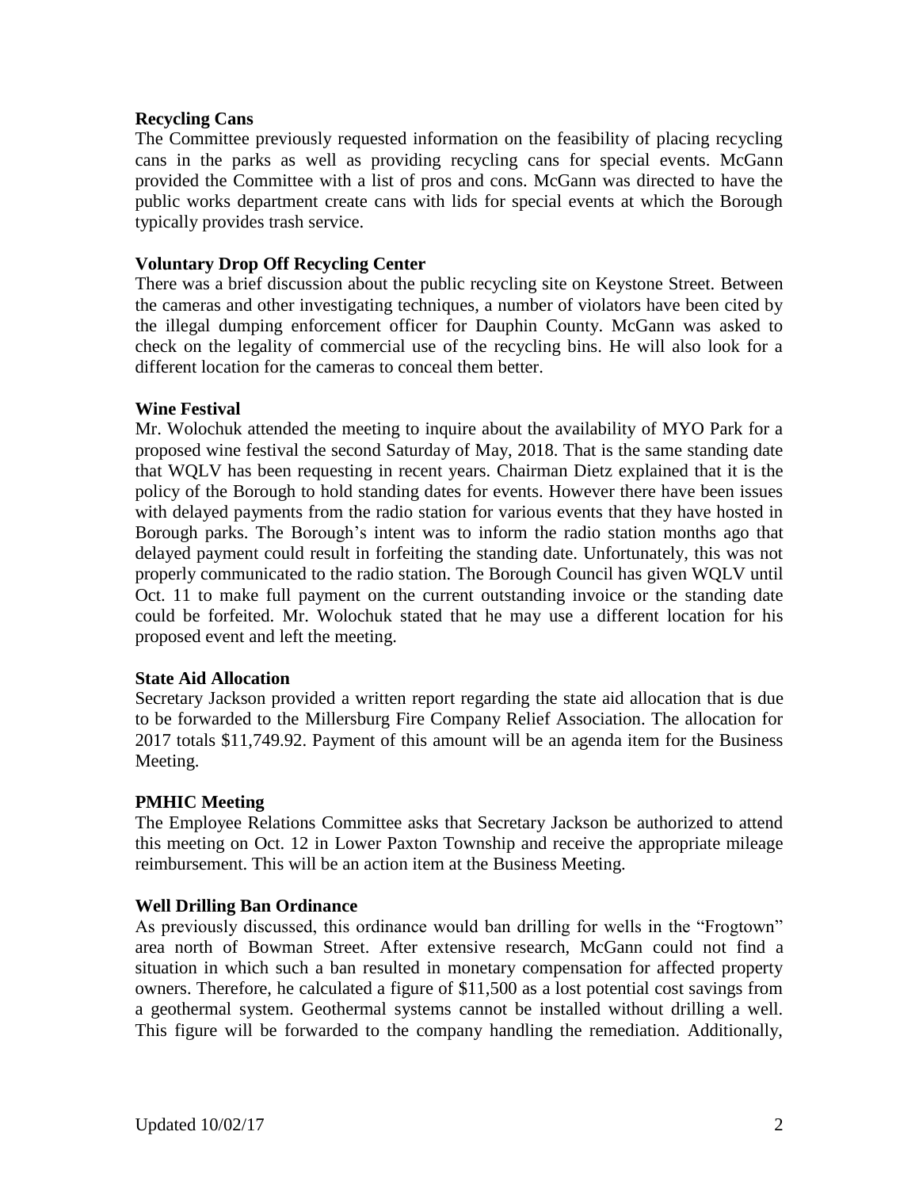**Recycling Cans**

The Committee previously requested information on the feasibility of placing recycling cans in the parks as well as providing recycling cans for special events. McGann provided the Committee with a list of pros and cons. McGann was directed to have the public works department create cans with lids for special events at which the Borough typically provides trash service.

**Voluntary Drop Off Recycling Center**

There was a brief discussion about the public recycling site on Keystone Street. Between the cameras and other investigating techniques, a number of violators have been cited by the illegal dumping enforcement officer for Dauphin County. McGann was asked to check on the legality of commercial use of the recycling bins. He will also look for a different location for the cameras to conceal them better.

**Wine Festival**

Mr. Wolochuk attended the meeting to inquire about the availability of MYO Park for a proposed wine festival the second Saturday of May, 2018. That is the same standing date that WQLV has been requesting in recent years. Chairman Dietz explained that it is the policy of the Borough to hold standing dates for events. However there have been issues with delayed payments from the radio station for various events that they have hosted in Borough parks. The Borough's intent was to inform the radio station months ago that delayed payment could result in forfeiting the standing date. Unfortunately, this was not properly communicated to the radio station. The Borough Council has given WQLV until Oct. 11 to make full payment on the current outstanding invoice or the standing date could be forfeited. Mr. Wolochuk stated that he may use a different location for his proposed event and left the meeting.

**State Aid Allocation**

Secretary Jackson provided a written report regarding the state aid allocation that is due to be forwarded to the Millersburg Fire Company Relief Association. The allocation for 2017 totals $11,749.92. Payment of this amount will be an agenda item for the Business Meeting.

**PMHIC Meeting**

The Employee Relations Committee asks that Secretary Jackson be authorized to attend this meeting on Oct. 12 in Lower Paxton Township and receive the appropriate mileage reimbursement. This will be an action item at the Business Meeting.

**Well Drilling Ban Ordinance**

As previously discussed, this ordinance would ban drilling for wells in the "Frogtown" area north of Bowman Street. After extensive research, McGann could not find a situation in which such a ban resulted in monetary compensation for affected property owners. Therefore, he calculated a figure of $11,500 as a lost potential cost savings from a geothermal system. Geothermal systems cannot be installed without drilling a well. This figure will be forwarded to the company handling the remediation. Additionally,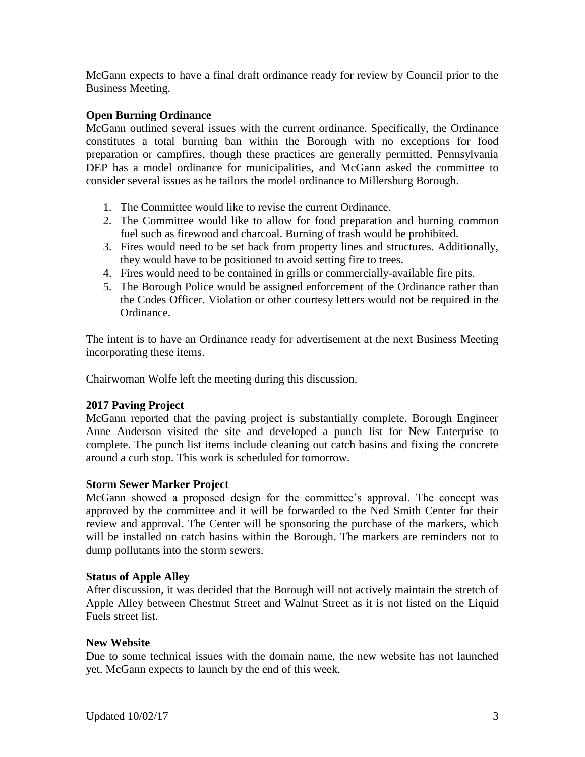McGann expects to have a final draft ordinance ready for review by Council prior to the Business Meeting.

**Open Burning Ordinance**

McGann outlined several issues with the current ordinance. Specifically, the Ordinance constitutes a total burning ban within the Borough with no exceptions for food preparation or campfires, though these practices are generally permitted. Pennsylvania DEP has a model ordinance for municipalities, and McGann asked the committee to consider several issues as he tailors the model ordinance to Millersburg Borough.

1. The Committee would like to revise the current Ordinance.
2. The Committee would like to allow for food preparation and burning common fuel such as firewood and charcoal. Burning of trash would be prohibited.
3. Fires would need to be set back from property lines and structures. Additionally, they would have to be positioned to avoid setting fire to trees.
4. Fires would need to be contained in grills or commercially-available fire pits.
5. The Borough Police would be assigned enforcement of the Ordinance rather than the Codes Officer. Violation or other courtesy letters would not be required in the Ordinance.

The intent is to have an Ordinance ready for advertisement at the next Business Meeting incorporating these items.

Chairwoman Wolfe left the meeting during this discussion.

**2017 Paving Project**

McGann reported that the paving project is substantially complete. Borough Engineer Anne Anderson visited the site and developed a punch list for New Enterprise to complete. The punch list items include cleaning out catch basins and fixing the concrete around a curb stop. This work is scheduled for tomorrow.

**Storm Sewer Marker Project**

McGann showed a proposed design for the committee's approval. The concept was approved by the committee and it will be forwarded to the Ned Smith Center for their review and approval. The Center will be sponsoring the purchase of the markers, which will be installed on catch basins within the Borough. The markers are reminders not to dump pollutants into the storm sewers.

**Status of Apple Alley**

After discussion, it was decided that the Borough will not actively maintain the stretch of Apple Alley between Chestnut Street and Walnut Street as it is not listed on the Liquid Fuels street list.

**New Website**

Due to some technical issues with the domain name, the new website has not launched yet. McGann expects to launch by the end of this week.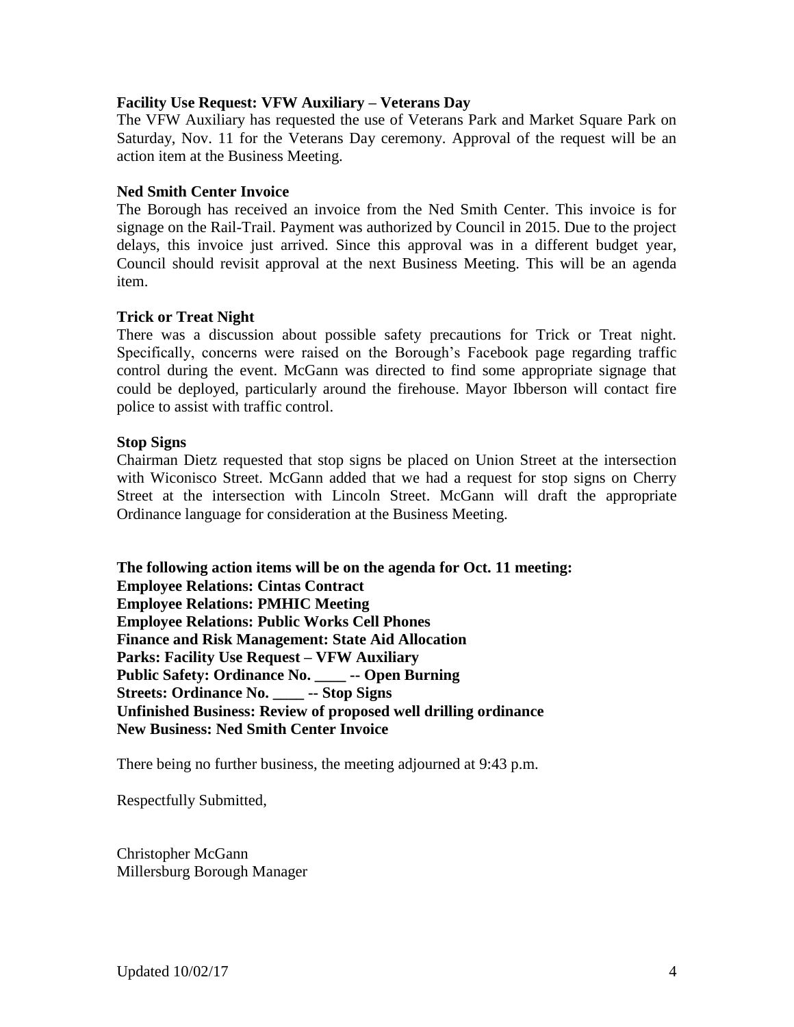**Facility Use Request: VFW Auxiliary – Veterans Day**

The VFW Auxiliary has requested the use of Veterans Park and Market Square Park on Saturday, Nov. 11 for the Veterans Day ceremony. Approval of the request will be an action item at the Business Meeting.

**Ned Smith Center Invoice**

The Borough has received an invoice from the Ned Smith Center. This invoice is for signage on the Rail-Trail. Payment was authorized by Council in 2015. Due to the project delays, this invoice just arrived. Since this approval was in a different budget year, Council should revisit approval at the next Business Meeting. This will be an agenda item.

**Trick or Treat Night**

There was a discussion about possible safety precautions for Trick or Treat night. Specifically, concerns were raised on the Borough's Facebook page regarding traffic control during the event. McGann was directed to find some appropriate signage that could be deployed, particularly around the firehouse. Mayor Ibberson will contact fire police to assist with traffic control.

**Stop Signs**

Chairman Dietz requested that stop signs be placed on Union Street at the intersection with Wiconisco Street. McGann added that we had a request for stop signs on Cherry Street at the intersection with Lincoln Street. McGann will draft the appropriate Ordinance language for consideration at the Business Meeting.

**The following action items will be on the agenda for Oct. 11 meeting:**
**Employee Relations: Cintas Contract**
**Employee Relations: PMHIC Meeting**
**Employee Relations: Public Works Cell Phones**
**Finance and Risk Management: State Aid Allocation**
**Parks: Facility Use Request – VFW Auxiliary**
**Public Safety: Ordinance No. ____ -- Open Burning**
**Streets: Ordinance No. ____ -- Stop Signs**
**Unfinished Business: Review of proposed well drilling ordinance**
**New Business: Ned Smith Center Invoice**

There being no further business, the meeting adjourned at 9:43 p.m.

Respectfully Submitted,

Christopher McGann
Millersburg Borough Manager

Updated 10/02/17